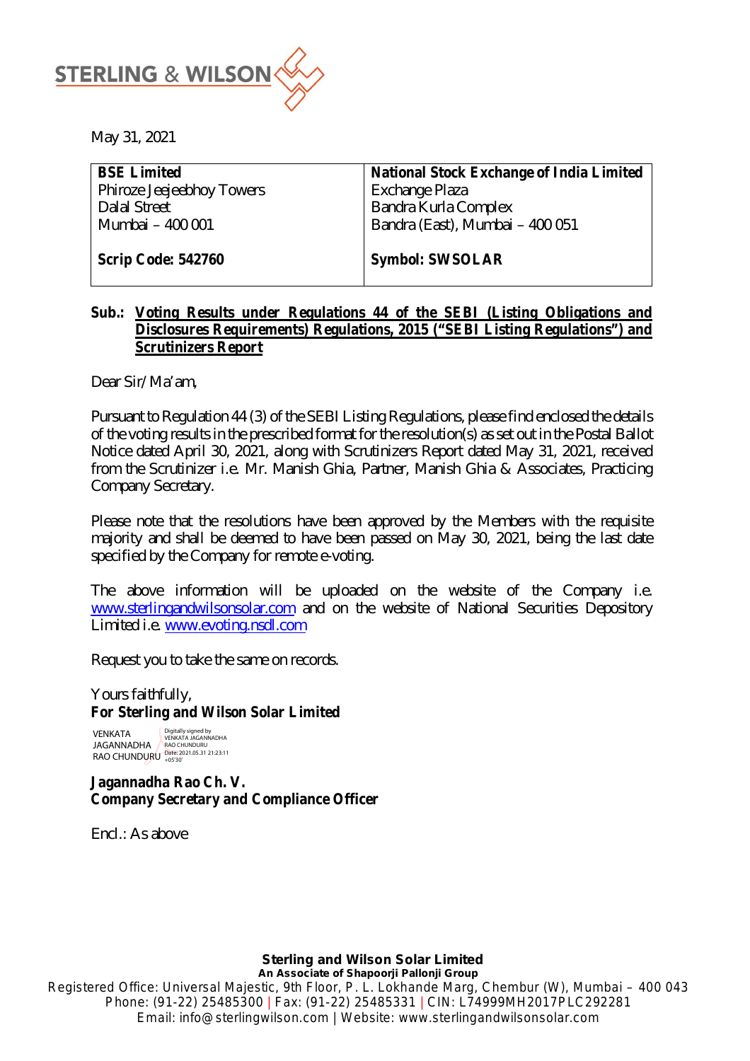STERLING & WILSON

May 31, 2021

| **BSE Limited**<br>Phiroze Jeejeebhoy Towers<br>Dalal Street<br>Mumbai – 400 001<br><br>**Scrip Code: 542760** | **National Stock Exchange of India Limited**<br>Exchange Plaza<br>Bandra Kurla Complex<br>Bandra (East), Mumbai – 400 051<br><br>**Symbol: SWSOLAR** |
|---|---|

**Sub.: Voting Results under Regulations 44 of the SEBI (Listing Obligations and Disclosures Requirements) Regulations, 2015 ("SEBI Listing Regulations") and Scrutinizers Report**

Dear Sir/ Ma'am,

Pursuant to Regulation 44 (3) of the SEBI Listing Regulations, please find enclosed the details of the voting results in the prescribed format for the resolution(s) as set out in the Postal Ballot Notice dated April 30, 2021, along with Scrutinizers Report dated May 31, 2021, received from the Scrutinizer i.e. Mr. Manish Ghia, Partner, Manish Ghia & Associates, Practicing Company Secretary.

Please note that the resolutions have been approved by the Members with the requisite majority and shall be deemed to have been passed on May 30, 2021, being the last date specified by the Company for remote e-voting.

The above information will be uploaded on the website of the Company i.e. www.sterlingandwilsonsolar.com and on the website of National Securities Depository Limited i.e. www.evoting.nsdl.com

Request you to take the same on records.

Yours faithfully,
**For Sterling and Wilson Solar Limited**

VENKATA JAGANNADHA RAO CHUNDURU
Digitally signed by VENKATA JAGANNADHA RAO CHUNDURU
Date: 2021.05.31 21:23:11 +05'30'

**Jagannadha Rao Ch. V.**
**Company Secretary and Compliance Officer**

Encl.: As above

**Sterling and Wilson Solar Limited**
**An Associate of Shapoorji Pallonji Group**
Registered Office: Universal Majestic, 9th Floor, P. L. Lokhande Marg, Chembur (W), Mumbai – 400 043
Phone: (91-22) 25485300 | Fax: (91-22) 25485331 | CIN: L74999MH2017PLC292281
Email: info@sterlingwilson.com | Website: www.sterlingandwilsonsolar.com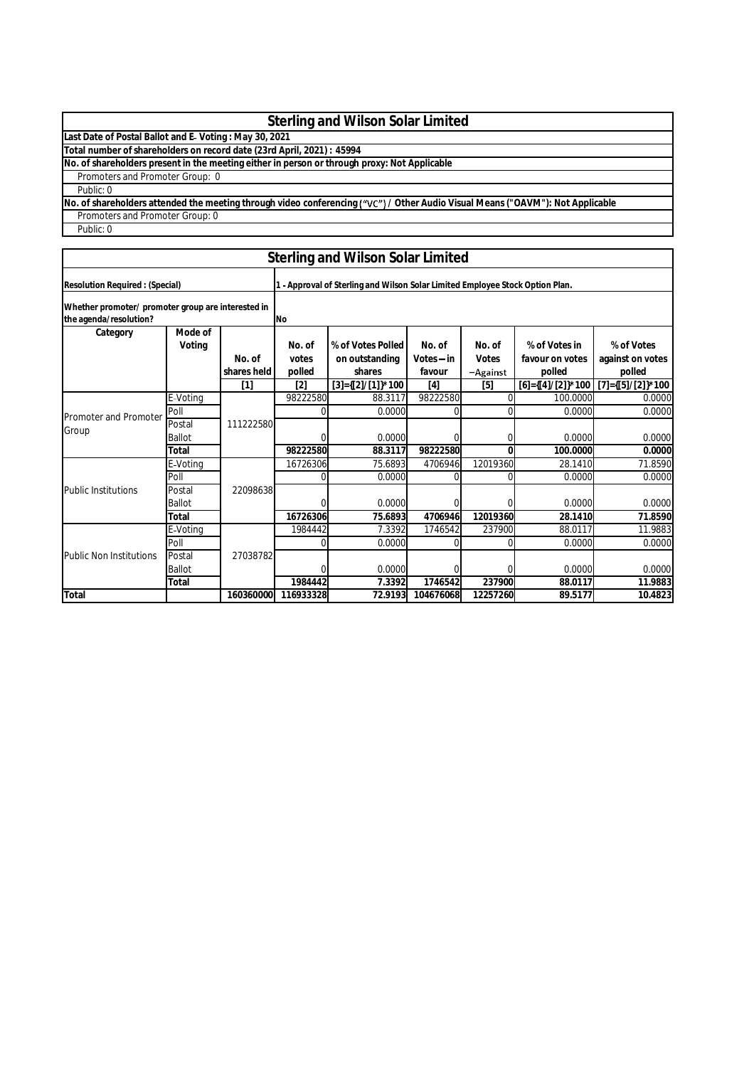# Sterling and Wilson Solar Limited

**Last Date of Postal Ballot and E- Voting : May 30, 2021**

**Total number of shareholders on record date (23rd April, 2021) : 45994**

**No. of shareholders present in the meeting either in person or through proxy: Not Applicable**

Promoters and Promoter Group: 0

Public: 0

**No. of shareholders attended the meeting through video conferencing ("VC") / Other Audio Visual Means ("OAVM"): Not Applicable**

Promoters and Promoter Group: 0

Public: 0

## Sterling and Wilson Solar Limited

| **Resolution Required : (Special)** | | | **1 - Approval of Sterling and Wilson Solar Limited Employee Stock Option Plan.** | | | | | |
|---|---|---|---|---|---|---|---|---|
| **Whether promoter/ promoter group are interested in the agenda/resolution?** | | | **No** | | | | | |
| **Category** | **Mode of Voting** | **No. of shares held** | **No. of votes polled** | **% of Votes Polled on outstanding shares** | **No. of Votes – in favour** | **No. of Votes –Against** | **% of Votes in favour on votes polled** | **% of Votes against on votes polled** |
| | | **[1]** | **[2]** | **[3]={[2]/[1]}*100** | **[4]** | **[5]** | **[6]={[4]/[2]}*100** | **[7]={[5]/[2]}*100** |
| Promoter and Promoter Group | E-Voting | 111222580 | 98222580 | 88.3117 | 98222580 | 0 | 100.0000 | 0.0000 |
| | Poll | | 0 | 0.0000 | 0 | 0 | 0.0000 | 0.0000 |
| | Postal Ballot | | 0 | 0.0000 | 0 | 0 | 0.0000 | 0.0000 |
| | **Total** | | **98222580** | **88.3117** | **98222580** | **0** | **100.0000** | **0.0000** |
| Public Institutions | E-Voting | 22098638 | 16726306 | 75.6893 | 4706946 | 12019360 | 28.1410 | 71.8590 |
| | Poll | | 0 | 0.0000 | 0 | 0 | 0.0000 | 0.0000 |
| | Postal Ballot | | 0 | 0.0000 | 0 | 0 | 0.0000 | 0.0000 |
| | **Total** | | **16726306** | **75.6893** | **4706946** | **12019360** | **28.1410** | **71.8590** |
| Public Non Institutions | E-Voting | 27038782 | 1984442 | 7.3392 | 1746542 | 237900 | 88.0117 | 11.9883 |
| | Poll | | 0 | 0.0000 | 0 | 0 | 0.0000 | 0.0000 |
| | Postal Ballot | | 0 | 0.0000 | 0 | 0 | 0.0000 | 0.0000 |
| | **Total** | | **1984442** | **7.3392** | **1746542** | **237900** | **88.0117** | **11.9883** |
| **Total** | | **160360000** | **116933328** | **72.9193** | **104676068** | **12257260** | **89.5177** | **10.4823** |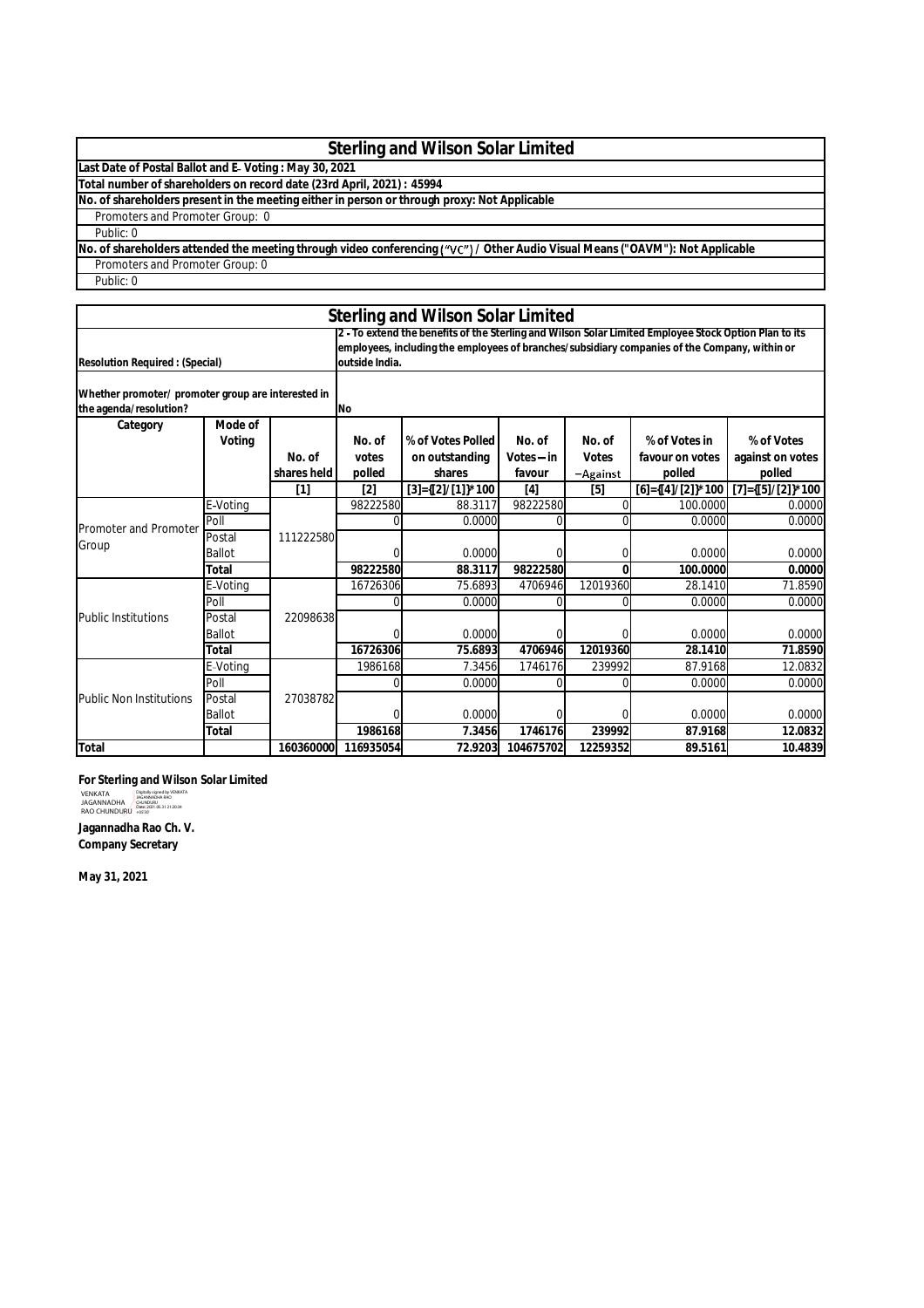## Sterling and Wilson Solar Limited

**Last Date of Postal Ballot and E- Voting : May 30, 2021**

**Total number of shareholders on record date (23rd April, 2021) : 45994**

**No. of shareholders present in the meeting either in person or through proxy: Not Applicable**

Promoters and Promoter Group: 0

Public: 0

**No. of shareholders attended the meeting through video conferencing ("VC") / Other Audio Visual Means ("OAVM"): Not Applicable**

Promoters and Promoter Group: 0

Public: 0

## Sterling and Wilson Solar Limited

| **Resolution Required : (Special)** | | **2 - To extend the benefits of the Sterling and Wilson Solar Limited Employee Stock Option Plan to its employees, including the employees of branches/subsidiary companies of the Company, within or outside India.** | | | | | | |
|---|---|---|---|---|---|---|---|---|
| **Whether promoter/ promoter group are interested in the agenda/resolution?** | | **No** | | | | | | |
| **Category** | **Mode of Voting** | **No. of shares held** | **No. of votes polled** | **% of Votes Polled on outstanding shares** | **No. of Votes – in favour** | **No. of Votes –Against** | **% of Votes in favour on votes polled** | **% of Votes against on votes polled** |
| | | **[1]** | **[2]** | **[3]={[2]/[1]}*100** | **[4]** | **[5]** | **[6]={[4]/[2]}*100** | **[7]={[5]/[2]}*100** |
| Promoter and Promoter Group | E-Voting | 111222580 | 98222580 | 88.3117 | 98222580 | 0 | 100.0000 | 0.0000 |
| | Poll | | 0 | 0.0000 | 0 | 0 | 0.0000 | 0.0000 |
| | Postal Ballot | | 0 | 0.0000 | 0 | 0 | 0.0000 | 0.0000 |
| | **Total** | | **98222580** | **88.3117** | **98222580** | **0** | **100.0000** | **0.0000** |
| Public Institutions | E-Voting | 22098638 | 16726306 | 75.6893 | 4706946 | 12019360 | 28.1410 | 71.8590 |
| | Poll | | 0 | 0.0000 | 0 | 0 | 0.0000 | 0.0000 |
| | Postal Ballot | | 0 | 0.0000 | 0 | 0 | 0.0000 | 0.0000 |
| | **Total** | | **16726306** | **75.6893** | **4706946** | **12019360** | **28.1410** | **71.8590** |
| Public Non Institutions | E-Voting | 27038782 | 1986168 | 7.3456 | 1746176 | 239992 | 87.9168 | 12.0832 |
| | Poll | | 0 | 0.0000 | 0 | 0 | 0.0000 | 0.0000 |
| | Postal Ballot | | 0 | 0.0000 | 0 | 0 | 0.0000 | 0.0000 |
| | **Total** | | **1986168** | **7.3456** | **1746176** | **239992** | **87.9168** | **12.0832** |
| **Total** | | **160360000** | **116935054** | **72.9203** | **104675702** | **12259352** | **89.5161** | **10.4839** |

**For Sterling and Wilson Solar Limited**

VENKATA JAGANNADHA RAO CHUNDURU — Digitally signed by VENKATA JAGANNADHA RAO CHUNDURU Date: 2021.05.31 21:20:34 +05'30'

**Jagannadha Rao Ch. V.**
**Company Secretary**

**May 31, 2021**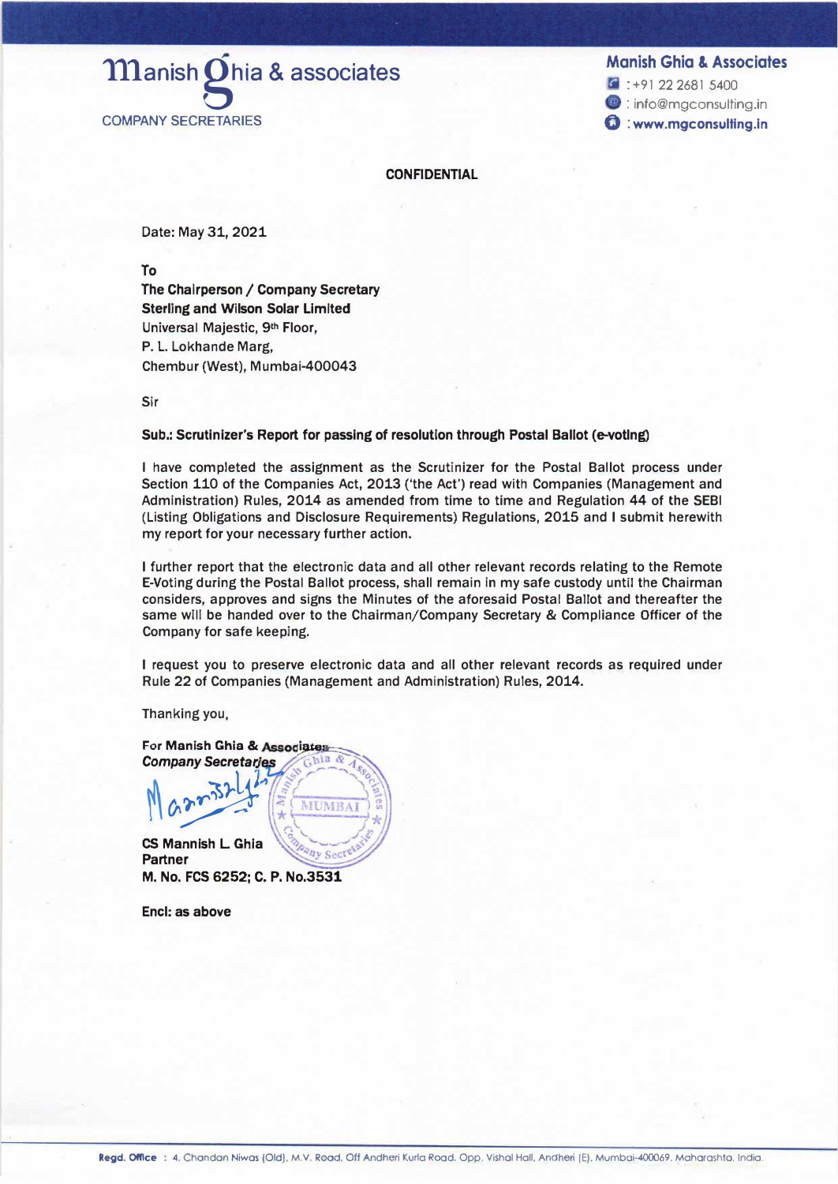# Manish Ghia & associates

COMPANY SECRETARIES

**Manish Ghia & Associates**

: +91 22 2681 5400

: info@mgconsulting.in

: **www.mgconsulting.in**

**CONFIDENTIAL**

Date: May 31, 2021

**To**
**The Chairperson / Company Secretary**
**Sterling and Wilson Solar Limited**
Universal Majestic, 9th Floor,
P. L. Lokhande Marg,
Chembur (West), Mumbai-400043

Sir

**Sub.: Scrutinizer's Report for passing of resolution through Postal Ballot (e-voting)**

I have completed the assignment as the Scrutinizer for the Postal Ballot process under Section 110 of the Companies Act, 2013 ('the Act') read with Companies (Management and Administration) Rules, 2014 as amended from time to time and Regulation 44 of the SEBI (Listing Obligations and Disclosure Requirements) Regulations, 2015 and I submit herewith my report for your necessary further action.

I further report that the electronic data and all other relevant records relating to the Remote E-Voting during the Postal Ballot process, shall remain in my safe custody until the Chairman considers, approves and signs the Minutes of the aforesaid Postal Ballot and thereafter the same will be handed over to the Chairman/Company Secretary & Compliance Officer of the Company for safe keeping.

I request you to preserve electronic data and all other relevant records as required under Rule 22 of Companies (Management and Administration) Rules, 2014.

Thanking you,

**For Manish Ghia & Associates**
***Company Secretaries***

**CS Mannish L. Ghia**
**Partner**
**M. No. FCS 6252; C. P. No.3531**

**Encl: as above**

**Regd. Office** : 4, Chandan Niwas (Old), M.V. Road, Off Andheri Kurla Road, Opp. Vishal Hall, Andheri (E), Mumbai-400069, Maharashta, India.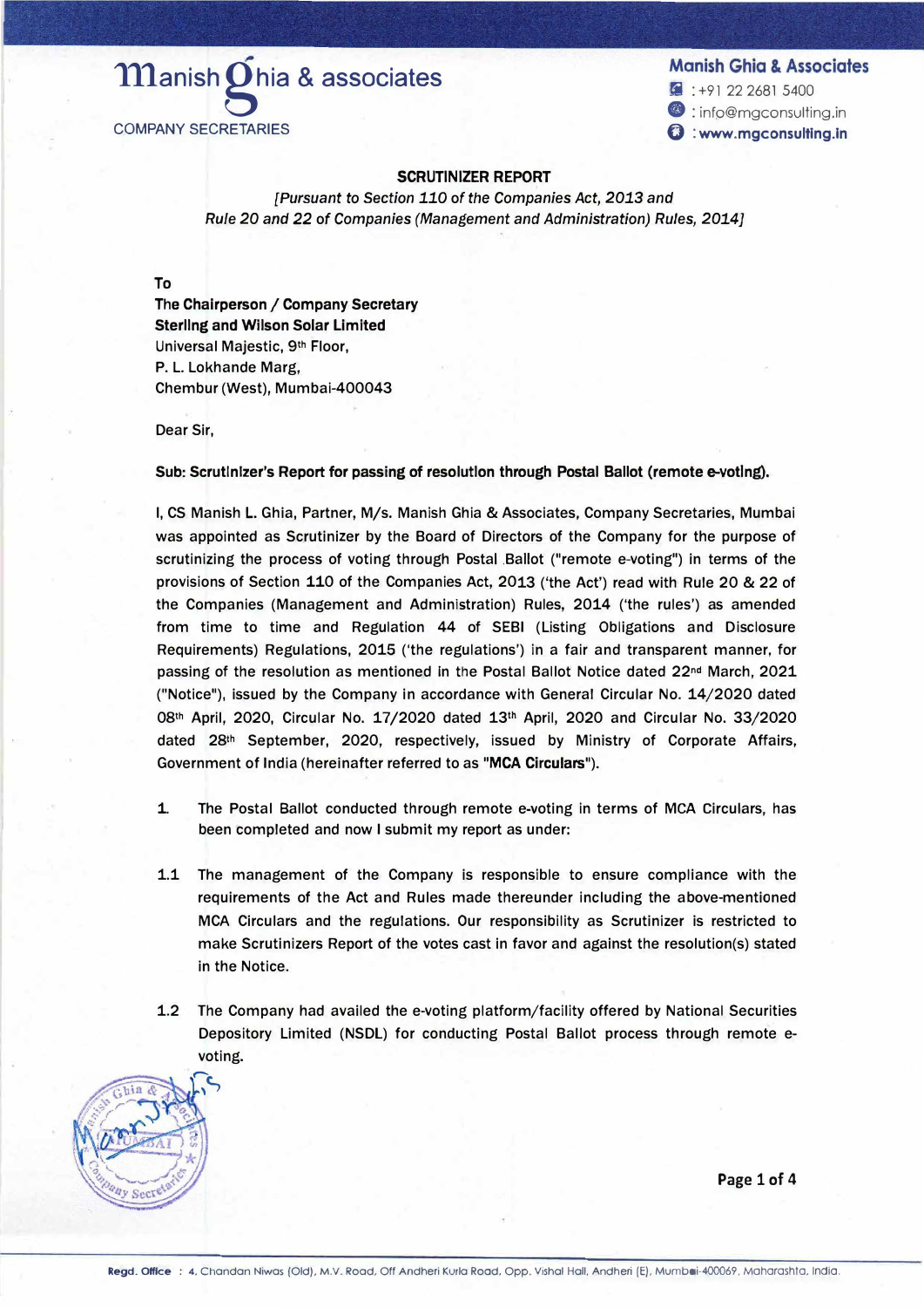**Manish Ghia & associates**

COMPANY SECRETARIES

**Manish Ghia & Associates**

: +91 22 2681 5400

: info@mgconsulting.in

: **www.mgconsulting.in**

## SCRUTINIZER REPORT

*[Pursuant to Section 110 of the Companies Act, 2013 and Rule 20 and 22 of Companies (Management and Administration) Rules, 2014]*

**To**
**The Chairperson / Company Secretary**
**Sterling and Wilson Solar Limited**
Universal Majestic, 9th Floor,
P. L. Lokhande Marg,
Chembur (West), Mumbai-400043

Dear Sir,

**Sub: Scrutinizer's Report for passing of resolution through Postal Ballot (remote e-voting).**

I, CS Manish L. Ghia, Partner, M/s. Manish Ghia & Associates, Company Secretaries, Mumbai was appointed as Scrutinizer by the Board of Directors of the Company for the purpose of scrutinizing the process of voting through Postal Ballot ("remote e-voting") in terms of the provisions of Section 110 of the Companies Act, 2013 ('the Act') read with Rule 20 & 22 of the Companies (Management and Administration) Rules, 2014 ('the rules') as amended from time to time and Regulation 44 of SEBI (Listing Obligations and Disclosure Requirements) Regulations, 2015 ('the regulations') in a fair and transparent manner, for passing of the resolution as mentioned in the Postal Ballot Notice dated 22nd March, 2021 ("Notice"), issued by the Company in accordance with General Circular No. 14/2020 dated 08th April, 2020, Circular No. 17/2020 dated 13th April, 2020 and Circular No. 33/2020 dated 28th September, 2020, respectively, issued by Ministry of Corporate Affairs, Government of India (hereinafter referred to as "**MCA Circulars**").

1. The Postal Ballot conducted through remote e-voting in terms of MCA Circulars, has been completed and now I submit my report as under:

1.1 The management of the Company is responsible to ensure compliance with the requirements of the Act and Rules made thereunder including the above-mentioned MCA Circulars and the regulations. Our responsibility as Scrutinizer is restricted to make Scrutinizers Report of the votes cast in favor and against the resolution(s) stated in the Notice.

1.2 The Company had availed the e-voting platform/facility offered by National Securities Depository Limited (NSDL) for conducting Postal Ballot process through remote e-voting.

**Regd. Office** : 4, Chandan Niwas (Old), M.V. Road, Off Andheri Kurla Road, Opp. Vishal Hall, Andheri (E), Mumbai-400069, Maharashtra, India.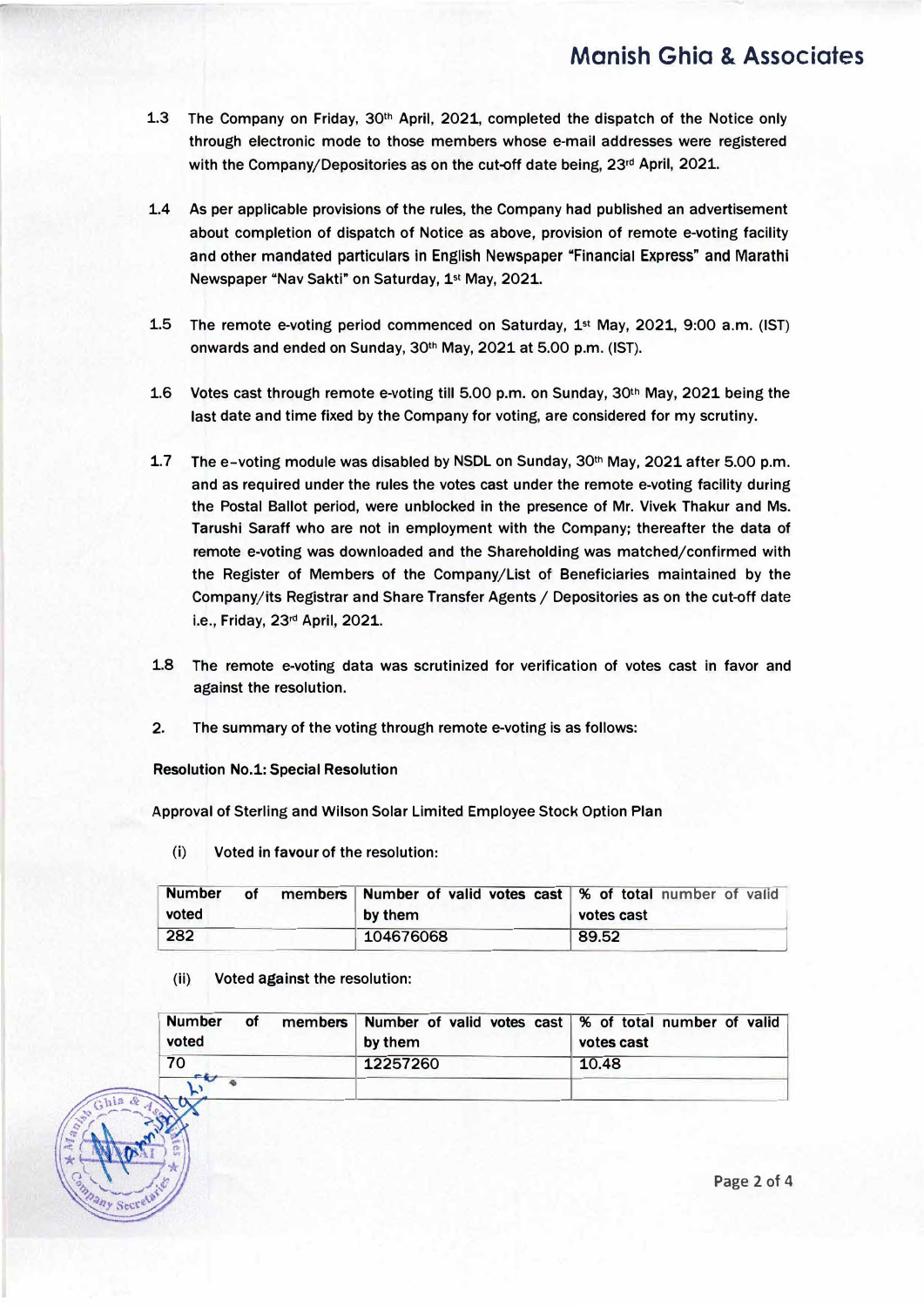1.3 The Company on Friday, 30th April, 2021, completed the dispatch of the Notice only through electronic mode to those members whose e-mail addresses were registered with the Company/Depositories as on the cut-off date being, 23rd April, 2021.

1.4 As per applicable provisions of the rules, the Company had published an advertisement about completion of dispatch of Notice as above, provision of remote e-voting facility and other mandated particulars in English Newspaper "Financial Express" and Marathi Newspaper "Nav Sakti" on Saturday, 1st May, 2021.

1.5 The remote e-voting period commenced on Saturday, 1st May, 2021, 9:00 a.m. (IST) onwards and ended on Sunday, 30th May, 2021 at 5.00 p.m. (IST).

1.6 Votes cast through remote e-voting till 5.00 p.m. on Sunday, 30th May, 2021 being the last date and time fixed by the Company for voting, are considered for my scrutiny.

1.7 The e-voting module was disabled by NSDL on Sunday, 30th May, 2021 after 5.00 p.m. and as required under the rules the votes cast under the remote e-voting facility during the Postal Ballot period, were unblocked in the presence of Mr. Vivek Thakur and Ms. Tarushi Saraff who are not in employment with the Company; thereafter the data of remote e-voting was downloaded and the Shareholding was matched/confirmed with the Register of Members of the Company/List of Beneficiaries maintained by the Company/its Registrar and Share Transfer Agents / Depositories as on the cut-off date i.e., Friday, 23rd April, 2021.

1.8 The remote e-voting data was scrutinized for verification of votes cast in favor and against the resolution.

2. The summary of the voting through remote e-voting is as follows:

**Resolution No.1: Special Resolution**

Approval of Sterling and Wilson Solar Limited Employee Stock Option Plan

(i) Voted in favour of the resolution:

| Number of members voted | Number of valid votes cast by them | % of total number of valid votes cast |
|---|---|---|
| 282 | 104676068 | 89.52 |

(ii) Voted against the resolution:

| Number of members voted | Number of valid votes cast by them | % of total number of valid votes cast |
|---|---|---|
| 70 | 12257260 | 10.48 |
| | | |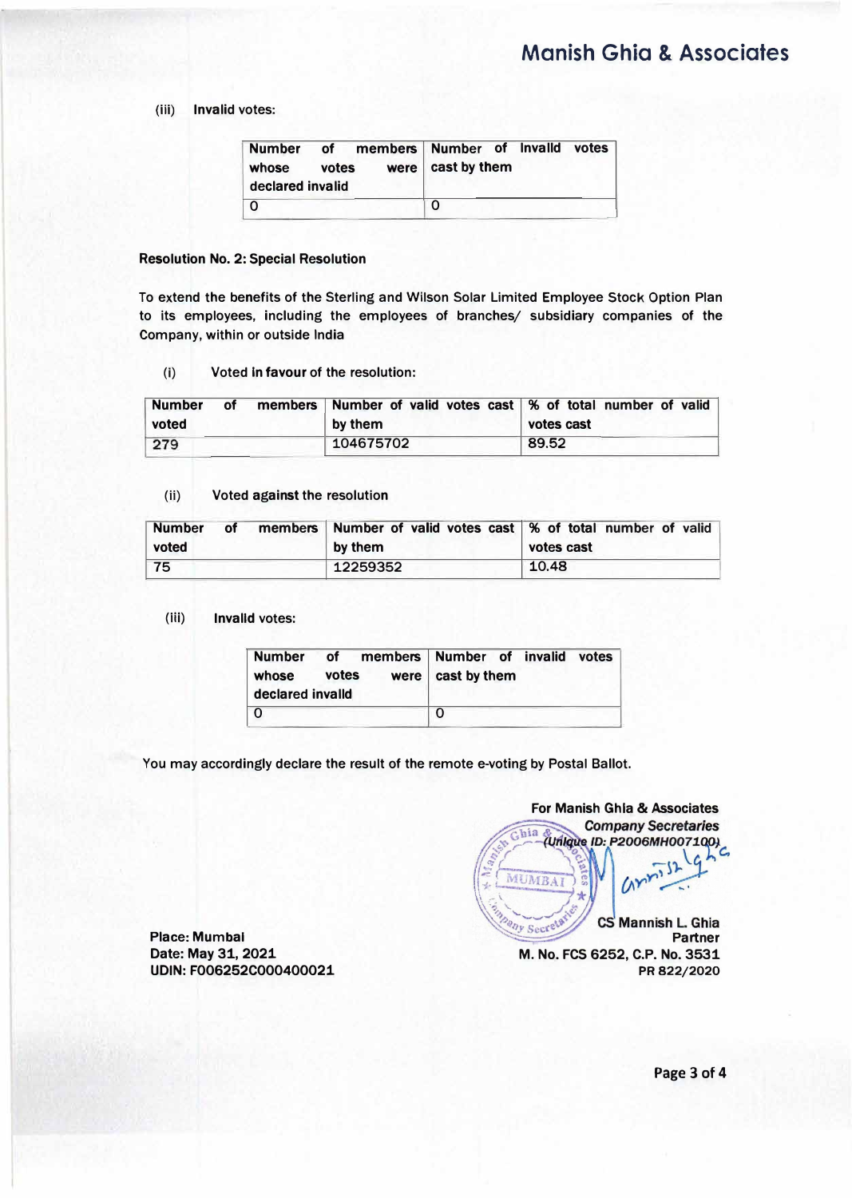(iii) **Invalid votes:**

| Number of members whose votes were declared invalid | Number of Invalid votes cast by them |
|---|---|
| 0 | 0 |

**Resolution No. 2: Special Resolution**

To extend the benefits of the Sterling and Wilson Solar Limited Employee Stock Option Plan to its employees, including the employees of branches/ subsidiary companies of the Company, within or outside India

(i) Voted **in favour** of the resolution:

| Number of members voted | Number of valid votes cast by them | % of total number of valid votes cast |
|---|---|---|
| 279 | 104675702 | 89.52 |

(ii) Voted **against** the resolution

| Number of members voted | Number of valid votes cast by them | % of total number of valid votes cast |
|---|---|---|
| 75 | 12259352 | 10.48 |

(iii) **Invalid votes:**

| Number of members whose votes were declared invalid | Number of invalid votes cast by them |
|---|---|
| 0 | 0 |

You may accordingly declare the result of the remote e-voting by Postal Ballot.

**For Manish Ghia & Associates**
***Company Secretaries***
***(Unique ID: P2006MH007100)***

**CS Mannish L. Ghia**
**Partner**
**M. No. FCS 6252, C.P. No. 3531**
**PR 822/2020**

**Place: Mumbai**
**Date: May 31, 2021**
**UDIN: F006252C000400021**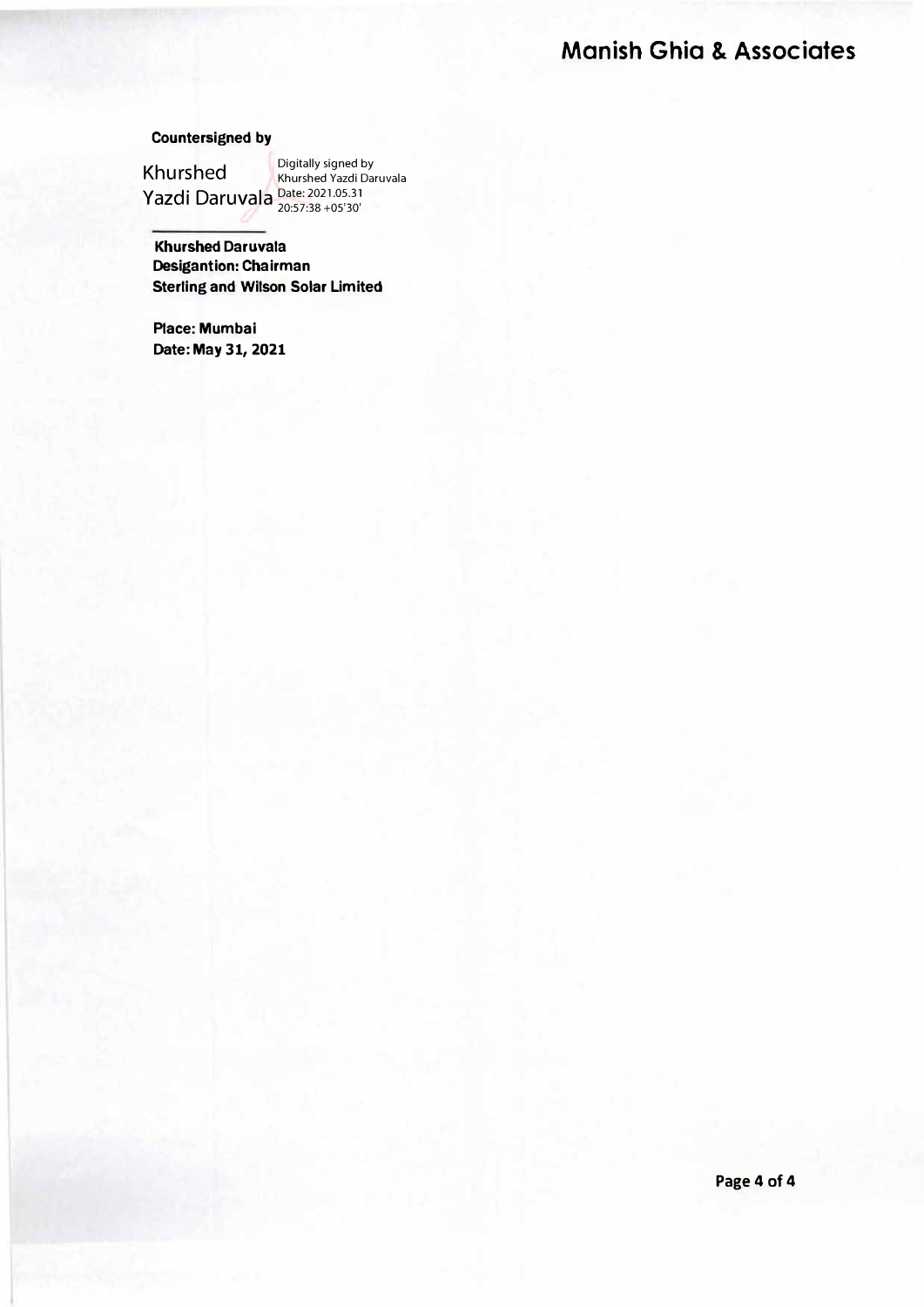**Countersigned by**

Khurshed Yazdi Daruvala

Digitally signed by Khurshed Yazdi Daruvala
Date: 2021.05.31
20:57:38 +05'30'

**Khurshed Daruvala**
**Desigantion: Chairman**
**Sterling and Wilson Solar Limited**

**Place: Mumbai**
**Date: May 31, 2021**